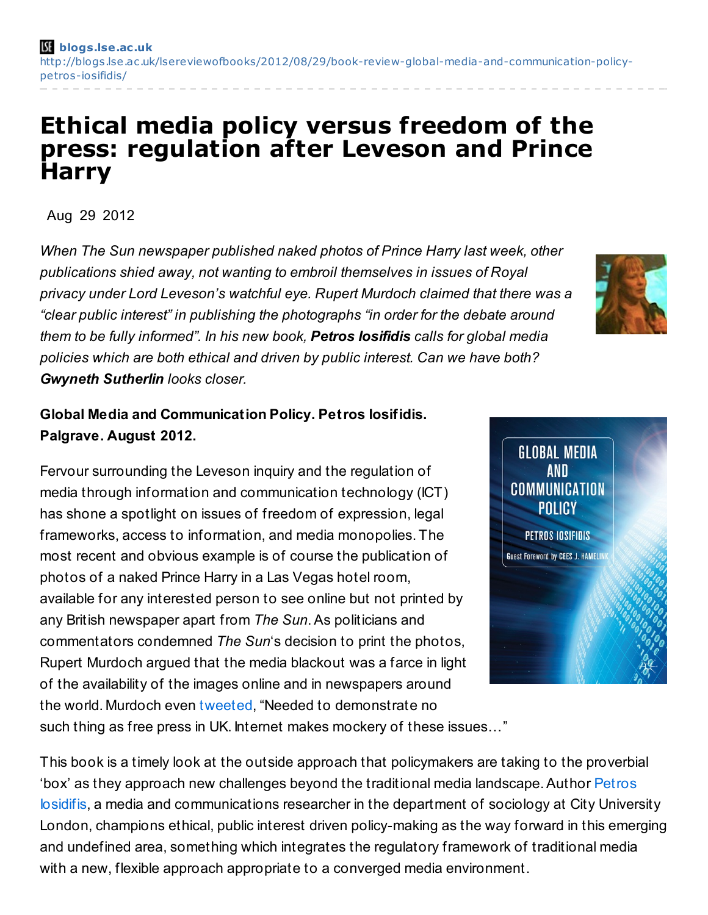blogs.lse.ac.uk
http://blogs.lse.ac.uk/lsereviewofbooks/2012/08/29/book-review-global-media-and-communication-policy-petros-iosifidis/

# Ethical media policy versus freedom of the press: regulation after Leveson and Prince Harry

Aug 29 2012

*When The Sun newspaper published naked photos of Prince Harry last week, other publications shied away, not wanting to embroil themselves in issues of Royal privacy under Lord Leveson's watchful eye. Rupert Murdoch claimed that there was a "clear public interest" in publishing the photographs "in order for the debate around them to be fully informed". In his new book,* ***Petros Iosifidis*** *calls for global media policies which are both ethical and driven by public interest. Can we have both?* ***Gwyneth Sutherlin*** *looks closer.*

**Global Media and Communication Policy. Petros Iosifidis. Palgrave. August 2012.**

Fervour surrounding the Leveson inquiry and the regulation of media through information and communication technology (ICT) has shone a spotlight on issues of freedom of expression, legal frameworks, access to information, and media monopolies. The most recent and obvious example is of course the publication of photos of a naked Prince Harry in a Las Vegas hotel room, available for any interested person to see online but not printed by any British newspaper apart from *The Sun*. As politicians and commentators condemned *The Sun*'s decision to print the photos, Rupert Murdoch argued that the media blackout was a farce in light of the availability of the images online and in newspapers around the world. Murdoch even tweeted, "Needed to demonstrate no such thing as free press in UK. Internet makes mockery of these issues…"

This book is a timely look at the outside approach that policymakers are taking to the proverbial 'box' as they approach new challenges beyond the traditional media landscape. Author Petros Iosidifis, a media and communications researcher in the department of sociology at City University London, champions ethical, public interest driven policy-making as the way forward in this emerging and undefined area, something which integrates the regulatory framework of traditional media with a new, flexible approach appropriate to a converged media environment.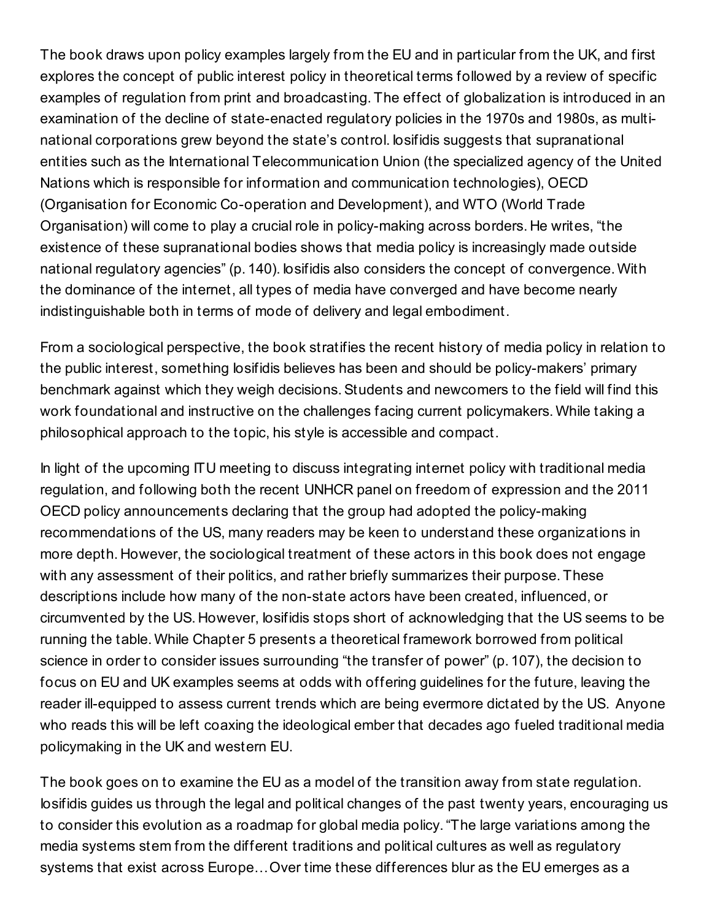The book draws upon policy examples largely from the EU and in particular from the UK, and first explores the concept of public interest policy in theoretical terms followed by a review of specific examples of regulation from print and broadcasting. The effect of globalization is introduced in an examination of the decline of state-enacted regulatory policies in the 1970s and 1980s, as multi-national corporations grew beyond the state's control. Iosifidis suggests that supranational entities such as the International Telecommunication Union (the specialized agency of the United Nations which is responsible for information and communication technologies), OECD (Organisation for Economic Co-operation and Development), and WTO (World Trade Organisation) will come to play a crucial role in policy-making across borders. He writes, "the existence of these supranational bodies shows that media policy is increasingly made outside national regulatory agencies" (p. 140). Iosifidis also considers the concept of convergence. With the dominance of the internet, all types of media have converged and have become nearly indistinguishable both in terms of mode of delivery and legal embodiment.

From a sociological perspective, the book stratifies the recent history of media policy in relation to the public interest, something Iosifidis believes has been and should be policy-makers' primary benchmark against which they weigh decisions. Students and newcomers to the field will find this work foundational and instructive on the challenges facing current policymakers. While taking a philosophical approach to the topic, his style is accessible and compact.

In light of the upcoming ITU meeting to discuss integrating internet policy with traditional media regulation, and following both the recent UNHCR panel on freedom of expression and the 2011 OECD policy announcements declaring that the group had adopted the policy-making recommendations of the US, many readers may be keen to understand these organizations in more depth. However, the sociological treatment of these actors in this book does not engage with any assessment of their politics, and rather briefly summarizes their purpose. These descriptions include how many of the non-state actors have been created, influenced, or circumvented by the US. However, Iosifidis stops short of acknowledging that the US seems to be running the table. While Chapter 5 presents a theoretical framework borrowed from political science in order to consider issues surrounding "the transfer of power" (p. 107), the decision to focus on EU and UK examples seems at odds with offering guidelines for the future, leaving the reader ill-equipped to assess current trends which are being evermore dictated by the US. Anyone who reads this will be left coaxing the ideological ember that decades ago fueled traditional media policymaking in the UK and western EU.

The book goes on to examine the EU as a model of the transition away from state regulation. Iosifidis guides us through the legal and political changes of the past twenty years, encouraging us to consider this evolution as a roadmap for global media policy. "The large variations among the media systems stem from the different traditions and political cultures as well as regulatory systems that exist across Europe…Over time these differences blur as the EU emerges as a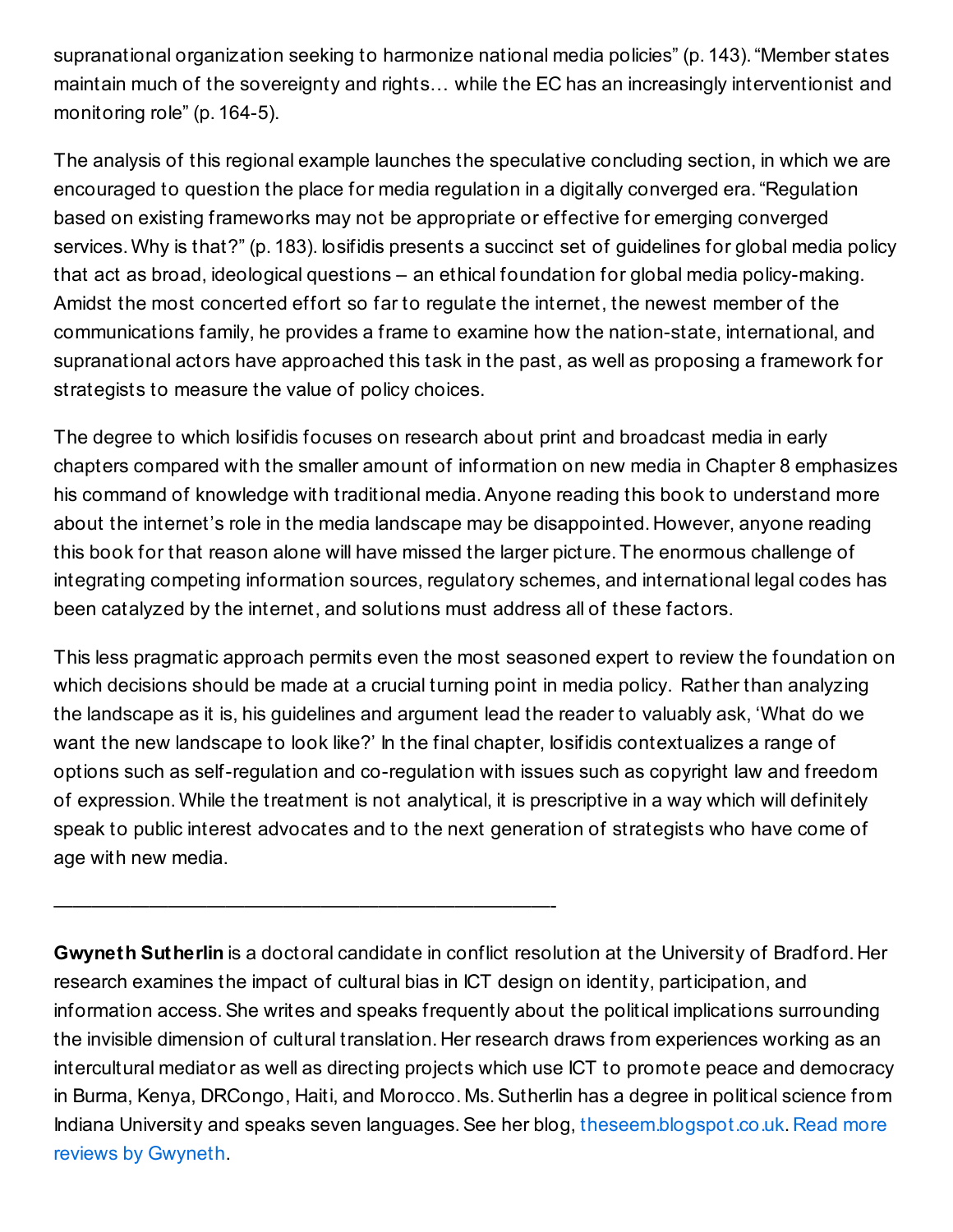supranational organization seeking to harmonize national media policies" (p. 143). "Member states maintain much of the sovereignty and rights… while the EC has an increasingly interventionist and monitoring role" (p. 164-5).

The analysis of this regional example launches the speculative concluding section, in which we are encouraged to question the place for media regulation in a digitally converged era. "Regulation based on existing frameworks may not be appropriate or effective for emerging converged services. Why is that?" (p. 183). Iosifidis presents a succinct set of guidelines for global media policy that act as broad, ideological questions – an ethical foundation for global media policy-making. Amidst the most concerted effort so far to regulate the internet, the newest member of the communications family, he provides a frame to examine how the nation-state, international, and supranational actors have approached this task in the past, as well as proposing a framework for strategists to measure the value of policy choices.

The degree to which Iosifidis focuses on research about print and broadcast media in early chapters compared with the smaller amount of information on new media in Chapter 8 emphasizes his command of knowledge with traditional media. Anyone reading this book to understand more about the internet's role in the media landscape may be disappointed. However, anyone reading this book for that reason alone will have missed the larger picture. The enormous challenge of integrating competing information sources, regulatory schemes, and international legal codes has been catalyzed by the internet, and solutions must address all of these factors.

This less pragmatic approach permits even the most seasoned expert to review the foundation on which decisions should be made at a crucial turning point in media policy. Rather than analyzing the landscape as it is, his guidelines and argument lead the reader to valuably ask, 'What do we want the new landscape to look like?' In the final chapter, Iosifidis contextualizes a range of options such as self-regulation and co-regulation with issues such as copyright law and freedom of expression. While the treatment is not analytical, it is prescriptive in a way which will definitely speak to public interest advocates and to the next generation of strategists who have come of age with new media.

———————————————————————————————–

**Gwyneth Sutherlin** is a doctoral candidate in conflict resolution at the University of Bradford. Her research examines the impact of cultural bias in ICT design on identity, participation, and information access. She writes and speaks frequently about the political implications surrounding the invisible dimension of cultural translation. Her research draws from experiences working as an intercultural mediator as well as directing projects which use ICT to promote peace and democracy in Burma, Kenya, DRCongo, Haiti, and Morocco. Ms. Sutherlin has a degree in political science from Indiana University and speaks seven languages. See her blog, theseem.blogspot.co.uk. Read more reviews by Gwyneth.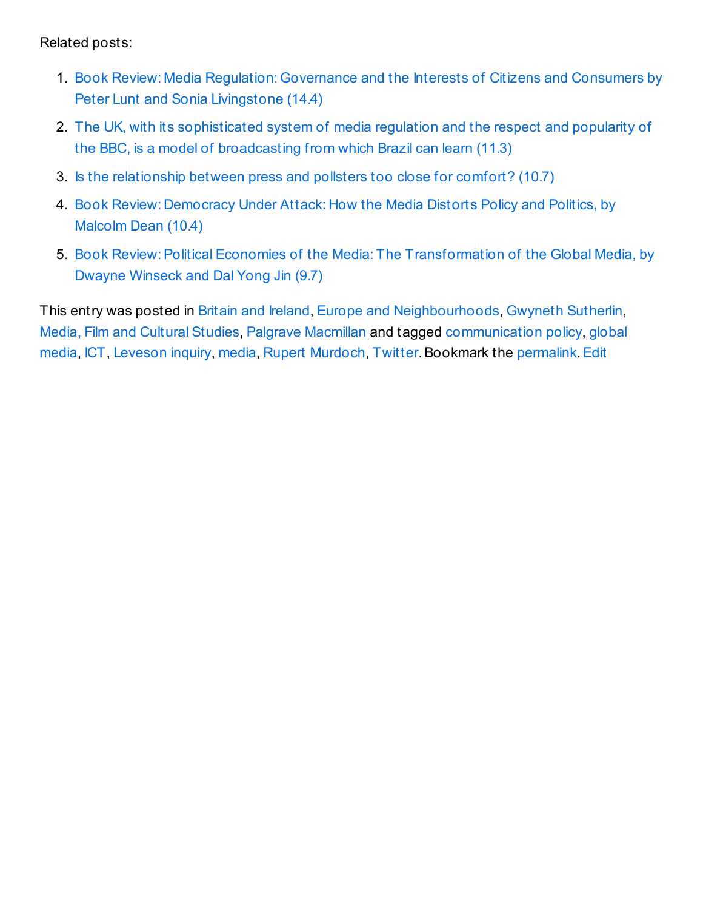Related posts:

1. Book Review: Media Regulation: Governance and the Interests of Citizens and Consumers by Peter Lunt and Sonia Livingstone (14.4)
2. The UK, with its sophisticated system of media regulation and the respect and popularity of the BBC, is a model of broadcasting from which Brazil can learn (11.3)
3. Is the relationship between press and pollsters too close for comfort? (10.7)
4. Book Review: Democracy Under Attack: How the Media Distorts Policy and Politics, by Malcolm Dean (10.4)
5. Book Review: Political Economies of the Media: The Transformation of the Global Media, by Dwayne Winseck and Dal Yong Jin (9.7)

This entry was posted in Britain and Ireland, Europe and Neighbourhoods, Gwyneth Sutherlin, Media, Film and Cultural Studies, Palgrave Macmillan and tagged communication policy, global media, ICT, Leveson inquiry, media, Rupert Murdoch, Twitter. Bookmark the permalink. Edit